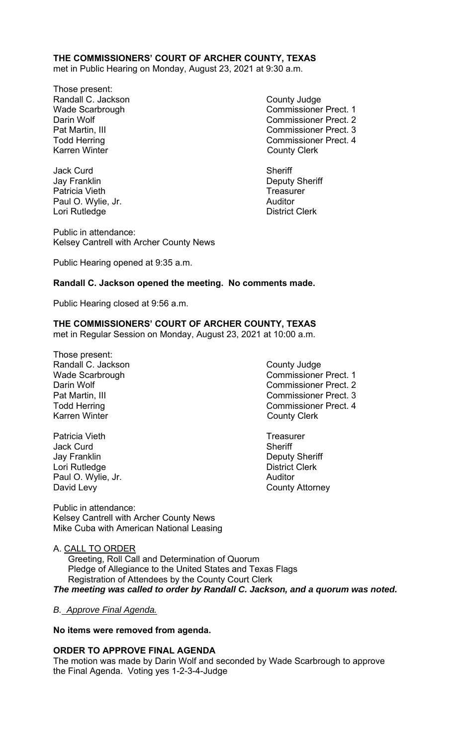**THE COMMISSIONERS' COURT OF ARCHER COUNTY, TEXAS**
met in Public Hearing on Monday, August 23, 2021 at 9:30 a.m.

Those present:

| | |
|---|---|
| Randall C. Jackson | County Judge |
| Wade Scarbrough | Commissioner Prect. 1 |
| Darin Wolf | Commissioner Prect. 2 |
| Pat Martin, III | Commissioner Prect. 3 |
| Todd Herring | Commissioner Prect. 4 |
| Karren Winter | County Clerk |
| | |
| Jack Curd | Sheriff |
| Jay Franklin | Deputy Sheriff |
| Patricia Vieth | Treasurer |
| Paul O. Wylie, Jr. | Auditor |
| Lori Rutledge | District Clerk |

Public in attendance:
Kelsey Cantrell with Archer County News

Public Hearing opened at 9:35 a.m.

**Randall C. Jackson opened the meeting. No comments made.**

Public Hearing closed at 9:56 a.m.

**THE COMMISSIONERS' COURT OF ARCHER COUNTY, TEXAS**
met in Regular Session on Monday, August 23, 2021 at 10:00 a.m.

Those present:

| | |
|---|---|
| Randall C. Jackson | County Judge |
| Wade Scarbrough | Commissioner Prect. 1 |
| Darin Wolf | Commissioner Prect. 2 |
| Pat Martin, III | Commissioner Prect. 3 |
| Todd Herring | Commissioner Prect. 4 |
| Karren Winter | County Clerk |
| | |
| Patricia Vieth | Treasurer |
| Jack Curd | Sheriff |
| Jay Franklin | Deputy Sheriff |
| Lori Rutledge | District Clerk |
| Paul O. Wylie, Jr. | Auditor |
| David Levy | County Attorney |

Public in attendance:
Kelsey Cantrell with Archer County News
Mike Cuba with American National Leasing

A. CALL TO ORDER
Greeting, Roll Call and Determination of Quorum
Pledge of Allegiance to the United States and Texas Flags
Registration of Attendees by the County Court Clerk
***The meeting was called to order by Randall C. Jackson, and a quorum was noted.***

*B. Approve Final Agenda.*

**No items were removed from agenda.**

**ORDER TO APPROVE FINAL AGENDA**
The motion was made by Darin Wolf and seconded by Wade Scarbrough to approve the Final Agenda. Voting yes 1-2-3-4-Judge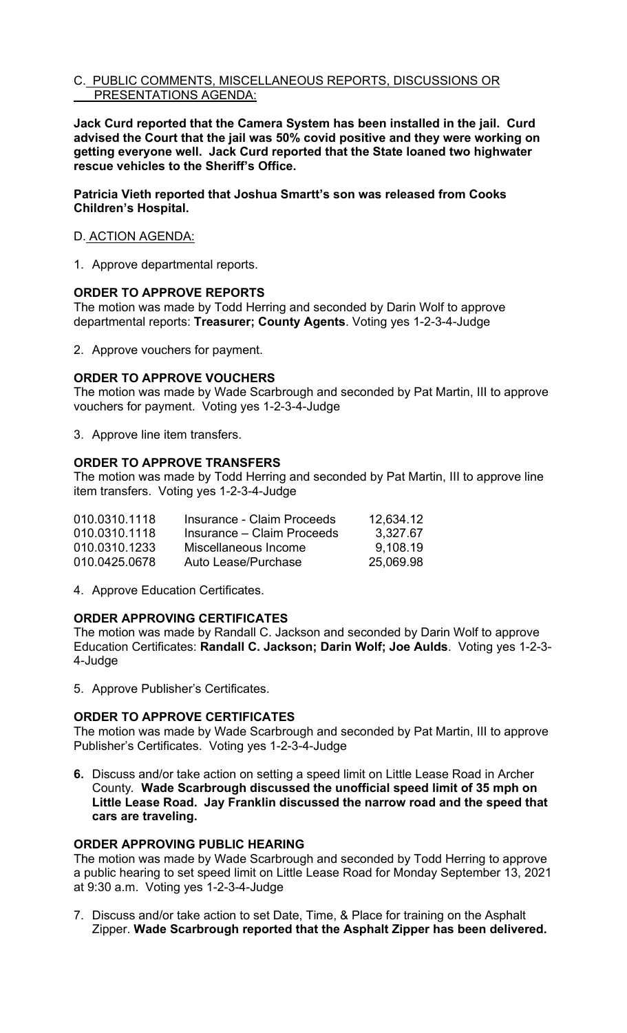C. PUBLIC COMMENTS, MISCELLANEOUS REPORTS, DISCUSSIONS OR PRESENTATIONS AGENDA:

**Jack Curd reported that the Camera System has been installed in the jail. Curd advised the Court that the jail was 50% covid positive and they were working on getting everyone well. Jack Curd reported that the State loaned two highwater rescue vehicles to the Sheriff's Office.**

**Patricia Vieth reported that Joshua Smartt's son was released from Cooks Children's Hospital.**

D. ACTION AGENDA:

1. Approve departmental reports.

**ORDER TO APPROVE REPORTS**

The motion was made by Todd Herring and seconded by Darin Wolf to approve departmental reports: **Treasurer; County Agents**. Voting yes 1-2-3-4-Judge

2. Approve vouchers for payment.

**ORDER TO APPROVE VOUCHERS**

The motion was made by Wade Scarbrough and seconded by Pat Martin, III to approve vouchers for payment. Voting yes 1-2-3-4-Judge

3. Approve line item transfers.

**ORDER TO APPROVE TRANSFERS**

The motion was made by Todd Herring and seconded by Pat Martin, III to approve line item transfers. Voting yes 1-2-3-4-Judge

| | | |
|---|---|---|
| 010.0310.1118 | Insurance - Claim Proceeds | 12,634.12 |
| 010.0310.1118 | Insurance – Claim Proceeds | 3,327.67 |
| 010.0310.1233 | Miscellaneous Income | 9,108.19 |
| 010.0425.0678 | Auto Lease/Purchase | 25,069.98 |

4. Approve Education Certificates.

**ORDER APPROVING CERTIFICATES**

The motion was made by Randall C. Jackson and seconded by Darin Wolf to approve Education Certificates: **Randall C. Jackson; Darin Wolf; Joe Aulds**. Voting yes 1-2-3-4-Judge

5. Approve Publisher's Certificates.

**ORDER TO APPROVE CERTIFICATES**

The motion was made by Wade Scarbrough and seconded by Pat Martin, III to approve Publisher's Certificates. Voting yes 1-2-3-4-Judge

**6.** Discuss and/or take action on setting a speed limit on Little Lease Road in Archer County. **Wade Scarbrough discussed the unofficial speed limit of 35 mph on Little Lease Road. Jay Franklin discussed the narrow road and the speed that cars are traveling.**

**ORDER APPROVING PUBLIC HEARING**

The motion was made by Wade Scarbrough and seconded by Todd Herring to approve a public hearing to set speed limit on Little Lease Road for Monday September 13, 2021 at 9:30 a.m. Voting yes 1-2-3-4-Judge

7. Discuss and/or take action to set Date, Time, & Place for training on the Asphalt Zipper. **Wade Scarbrough reported that the Asphalt Zipper has been delivered.**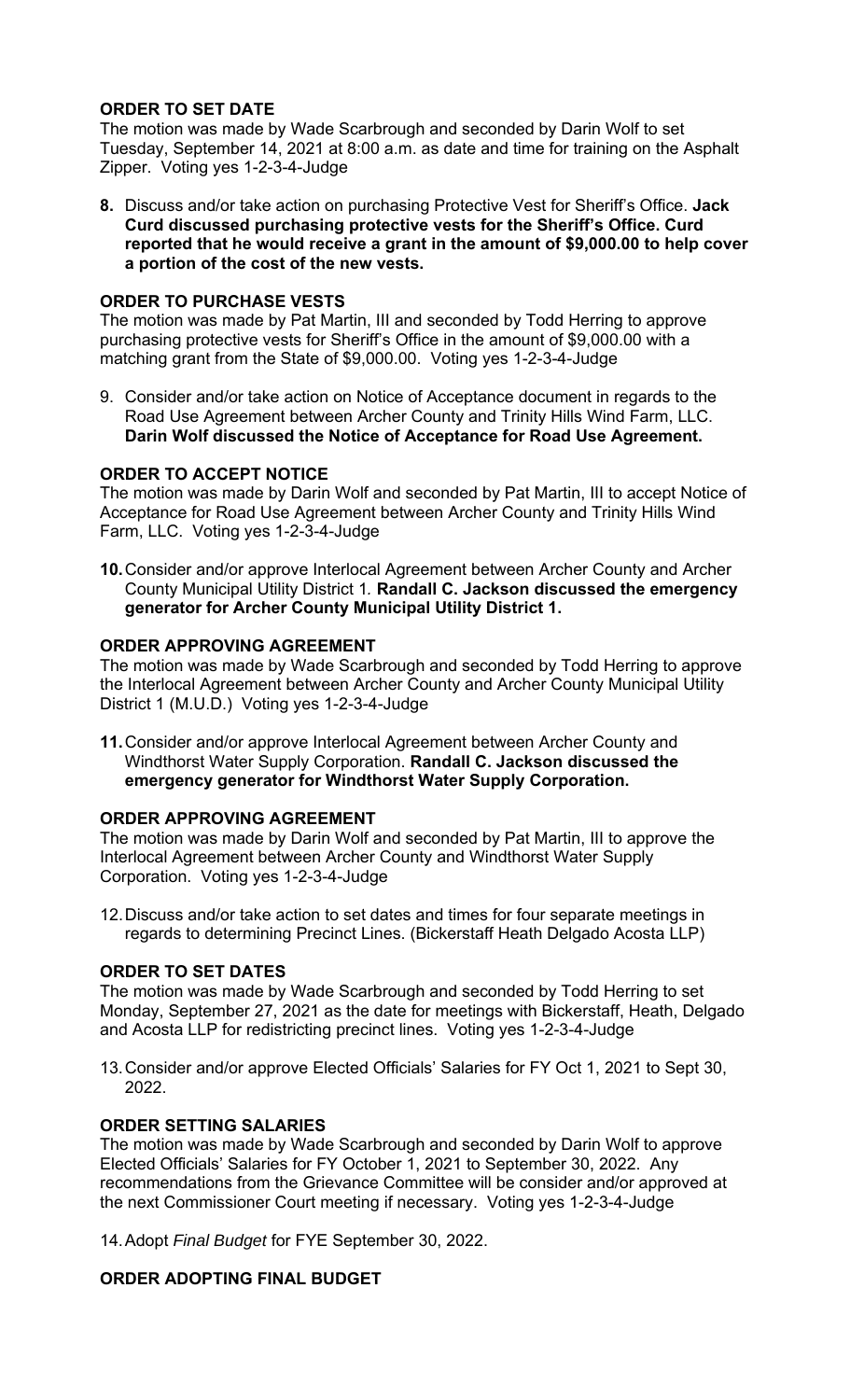**ORDER TO SET DATE**

The motion was made by Wade Scarbrough and seconded by Darin Wolf to set Tuesday, September 14, 2021 at 8:00 a.m. as date and time for training on the Asphalt Zipper. Voting yes 1-2-3-4-Judge

**8.** Discuss and/or take action on purchasing Protective Vest for Sheriff's Office. **Jack Curd discussed purchasing protective vests for the Sheriff's Office. Curd reported that he would receive a grant in the amount of $9,000.00 to help cover a portion of the cost of the new vests.**

**ORDER TO PURCHASE VESTS**

The motion was made by Pat Martin, III and seconded by Todd Herring to approve purchasing protective vests for Sheriff's Office in the amount of $9,000.00 with a matching grant from the State of $9,000.00. Voting yes 1-2-3-4-Judge

9. Consider and/or take action on Notice of Acceptance document in regards to the Road Use Agreement between Archer County and Trinity Hills Wind Farm, LLC. **Darin Wolf discussed the Notice of Acceptance for Road Use Agreement.**

**ORDER TO ACCEPT NOTICE**

The motion was made by Darin Wolf and seconded by Pat Martin, III to accept Notice of Acceptance for Road Use Agreement between Archer County and Trinity Hills Wind Farm, LLC. Voting yes 1-2-3-4-Judge

**10.** Consider and/or approve Interlocal Agreement between Archer County and Archer County Municipal Utility District 1. **Randall C. Jackson discussed the emergency generator for Archer County Municipal Utility District 1.**

**ORDER APPROVING AGREEMENT**

The motion was made by Wade Scarbrough and seconded by Todd Herring to approve the Interlocal Agreement between Archer County and Archer County Municipal Utility District 1 (M.U.D.) Voting yes 1-2-3-4-Judge

**11.** Consider and/or approve Interlocal Agreement between Archer County and Windthorst Water Supply Corporation. **Randall C. Jackson discussed the emergency generator for Windthorst Water Supply Corporation.**

**ORDER APPROVING AGREEMENT**

The motion was made by Darin Wolf and seconded by Pat Martin, III to approve the Interlocal Agreement between Archer County and Windthorst Water Supply Corporation. Voting yes 1-2-3-4-Judge

12. Discuss and/or take action to set dates and times for four separate meetings in regards to determining Precinct Lines. (Bickerstaff Heath Delgado Acosta LLP)

**ORDER TO SET DATES**

The motion was made by Wade Scarbrough and seconded by Todd Herring to set Monday, September 27, 2021 as the date for meetings with Bickerstaff, Heath, Delgado and Acosta LLP for redistricting precinct lines. Voting yes 1-2-3-4-Judge

13. Consider and/or approve Elected Officials' Salaries for FY Oct 1, 2021 to Sept 30, 2022.

**ORDER SETTING SALARIES**

The motion was made by Wade Scarbrough and seconded by Darin Wolf to approve Elected Officials' Salaries for FY October 1, 2021 to September 30, 2022. Any recommendations from the Grievance Committee will be consider and/or approved at the next Commissioner Court meeting if necessary. Voting yes 1-2-3-4-Judge

14. Adopt *Final Budget* for FYE September 30, 2022.

**ORDER ADOPTING FINAL BUDGET**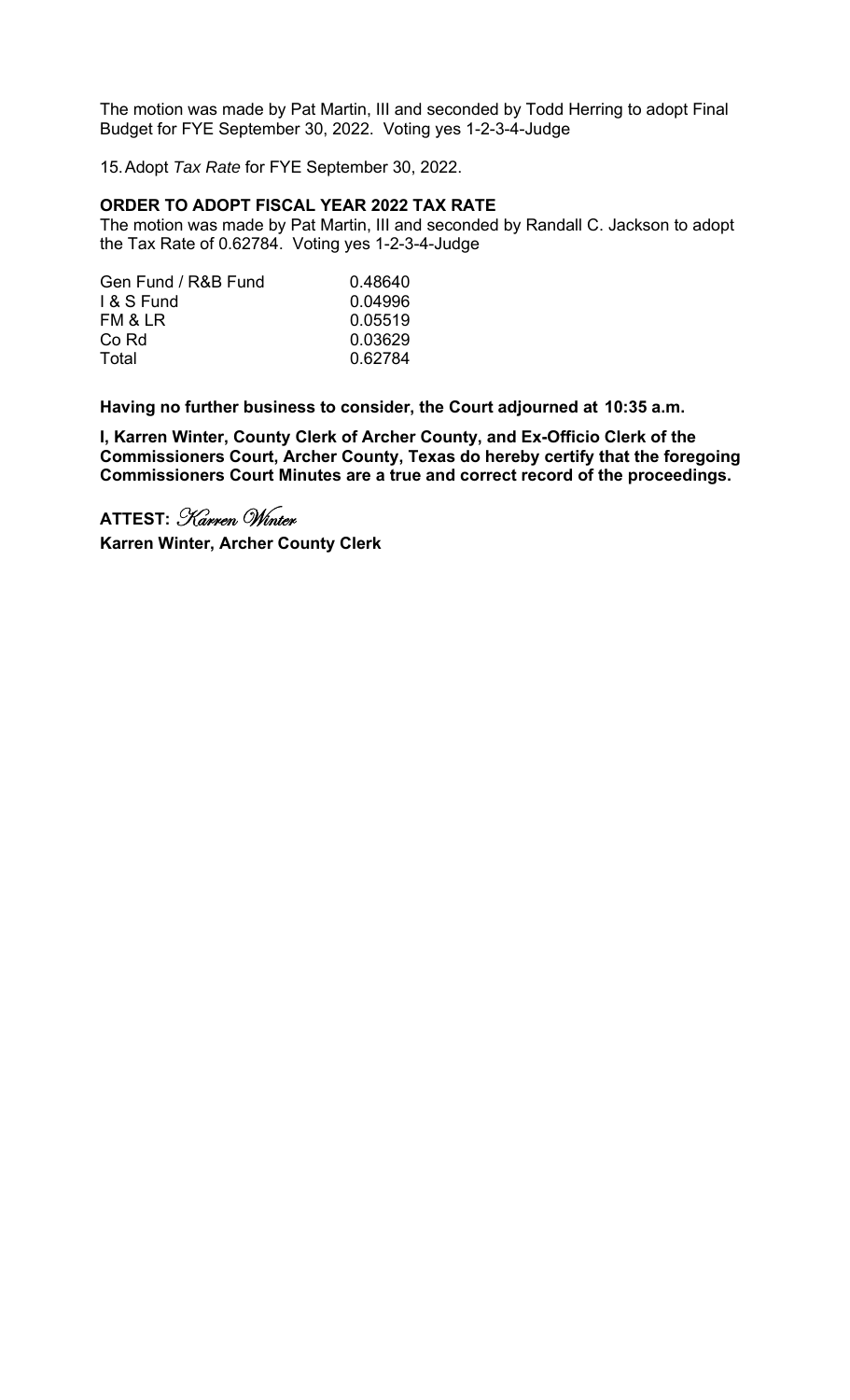The motion was made by Pat Martin, III and seconded by Todd Herring to adopt Final Budget for FYE September 30, 2022. Voting yes 1-2-3-4-Judge

15. Adopt *Tax Rate* for FYE September 30, 2022.

**ORDER TO ADOPT FISCAL YEAR 2022 TAX RATE**

The motion was made by Pat Martin, III and seconded by Randall C. Jackson to adopt the Tax Rate of 0.62784. Voting yes 1-2-3-4-Judge

| | |
|---|---|
| Gen Fund / R&B Fund | 0.48640 |
| I & S Fund | 0.04996 |
| FM & LR | 0.05519 |
| Co Rd | 0.03629 |
| Total | 0.62784 |

**Having no further business to consider, the Court adjourned at 10:35 a.m.**

**I, Karren Winter, County Clerk of Archer County, and Ex-Officio Clerk of the Commissioners Court, Archer County, Texas do hereby certify that the foregoing Commissioners Court Minutes are a true and correct record of the proceedings.**

**ATTEST:** *Karren Winter*

**Karren Winter, Archer County Clerk**